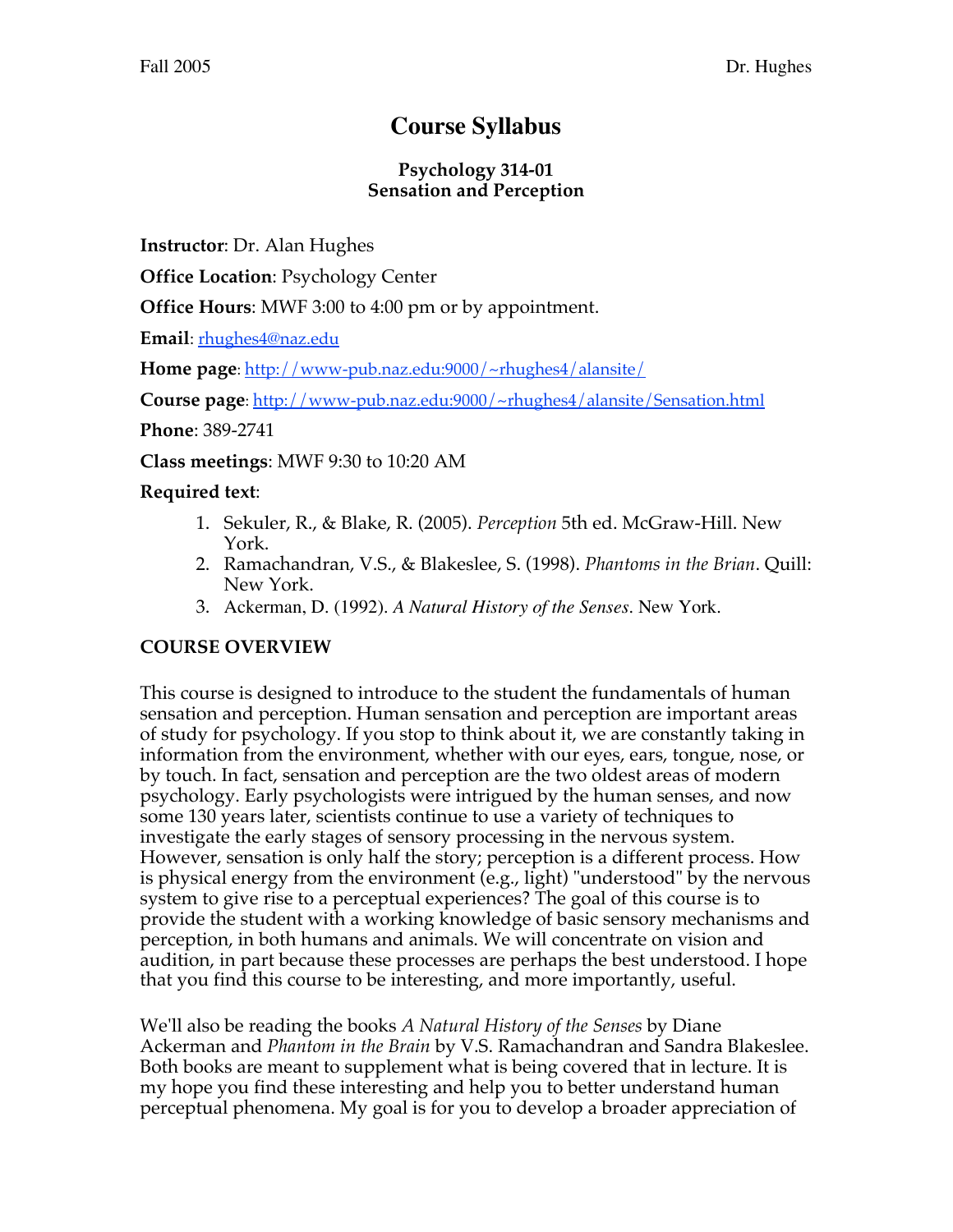Fall 2005 Dr. Hughes

# Course Syllabus

### Psychology 314-01
### Sensation and Perception

**Instructor**: Dr. Alan Hughes

**Office Location**: Psychology Center

**Office Hours**: MWF 3:00 to 4:00 pm or by appointment.

**Email**: rhughes4@naz.edu

**Home page**: http://www-pub.naz.edu:9000/~rhughes4/alansite/

**Course page**: http://www-pub.naz.edu:9000/~rhughes4/alansite/Sensation.html

**Phone**: 389-2741

**Class meetings**: MWF 9:30 to 10:20 AM

**Required text**:

1. Sekuler, R., & Blake, R. (2005). *Perception* 5th ed. McGraw-Hill. New York.
2. Ramachandran, V.S., & Blakeslee, S. (1998). *Phantoms in the Brian*. Quill: New York.
3. Ackerman, D. (1992). *A Natural History of the Senses*. New York.

**COURSE OVERVIEW**

This course is designed to introduce to the student the fundamentals of human sensation and perception. Human sensation and perception are important areas of study for psychology. If you stop to think about it, we are constantly taking in information from the environment, whether with our eyes, ears, tongue, nose, or by touch. In fact, sensation and perception are the two oldest areas of modern psychology. Early psychologists were intrigued by the human senses, and now some 130 years later, scientists continue to use a variety of techniques to investigate the early stages of sensory processing in the nervous system. However, sensation is only half the story; perception is a different process. How is physical energy from the environment (e.g., light) "understood" by the nervous system to give rise to a perceptual experiences? The goal of this course is to provide the student with a working knowledge of basic sensory mechanisms and perception, in both humans and animals. We will concentrate on vision and audition, in part because these processes are perhaps the best understood. I hope that you find this course to be interesting, and more importantly, useful.

We'll also be reading the books *A Natural History of the Senses* by Diane Ackerman and *Phantom in the Brain* by V.S. Ramachandran and Sandra Blakeslee. Both books are meant to supplement what is being covered that in lecture. It is my hope you find these interesting and help you to better understand human perceptual phenomena. My goal is for you to develop a broader appreciation of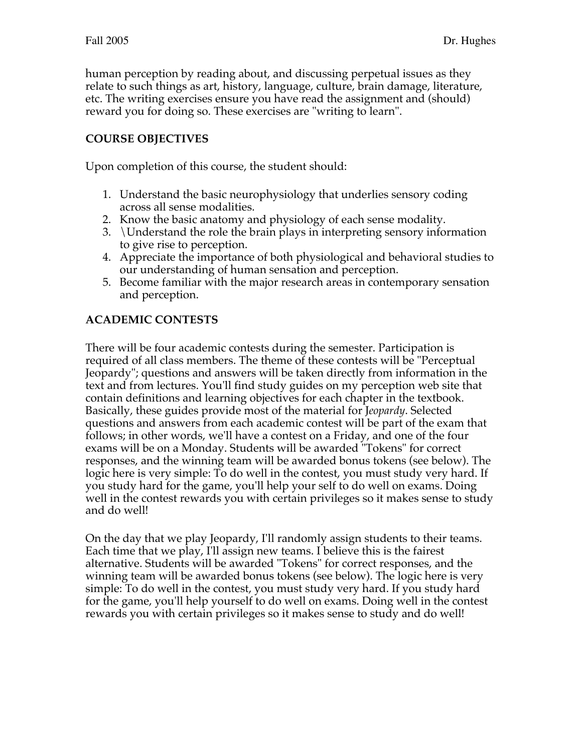human perception by reading about, and discussing perpetual issues as they relate to such things as art, history, language, culture, brain damage, literature, etc. The writing exercises ensure you have read the assignment and (should) reward you for doing so. These exercises are "writing to learn".

**COURSE OBJECTIVES**

Upon completion of this course, the student should:

1. Understand the basic neurophysiology that underlies sensory coding across all sense modalities.
2. Know the basic anatomy and physiology of each sense modality.
3. \Understand the role the brain plays in interpreting sensory information to give rise to perception.
4. Appreciate the importance of both physiological and behavioral studies to our understanding of human sensation and perception.
5. Become familiar with the major research areas in contemporary sensation and perception.

**ACADEMIC CONTESTS**

There will be four academic contests during the semester. Participation is required of all class members. The theme of these contests will be "Perceptual Jeopardy"; questions and answers will be taken directly from information in the text and from lectures. You'll find study guides on my perception web site that contain definitions and learning objectives for each chapter in the textbook. Basically, these guides provide most of the material for J*eopardy*. Selected questions and answers from each academic contest will be part of the exam that follows; in other words, we'll have a contest on a Friday, and one of the four exams will be on a Monday. Students will be awarded "Tokens" for correct responses, and the winning team will be awarded bonus tokens (see below). The logic here is very simple: To do well in the contest, you must study very hard. If you study hard for the game, you'll help your self to do well on exams. Doing well in the contest rewards you with certain privileges so it makes sense to study and do well!

On the day that we play Jeopardy, I'll randomly assign students to their teams. Each time that we play, I'll assign new teams. I believe this is the fairest alternative. Students will be awarded "Tokens" for correct responses, and the winning team will be awarded bonus tokens (see below). The logic here is very simple: To do well in the contest, you must study very hard. If you study hard for the game, you'll help yourself to do well on exams. Doing well in the contest rewards you with certain privileges so it makes sense to study and do well!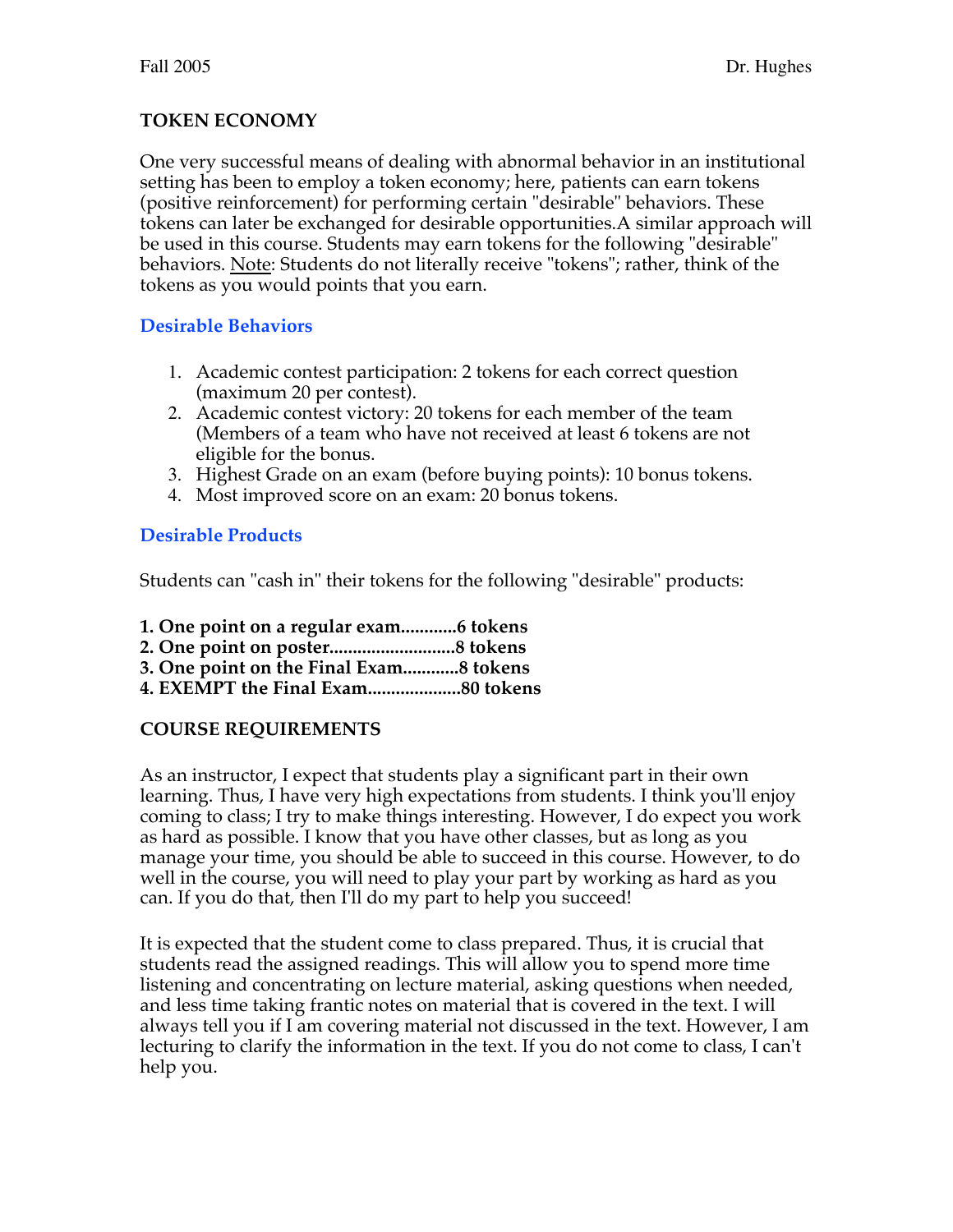**TOKEN ECONOMY**

One very successful means of dealing with abnormal behavior in an institutional setting has been to employ a token economy; here, patients can earn tokens (positive reinforcement) for performing certain "desirable" behaviors. These tokens can later be exchanged for desirable opportunities.A similar approach will be used in this course. Students may earn tokens for the following "desirable" behaviors. Note: Students do not literally receive "tokens"; rather, think of the tokens as you would points that you earn.

### Desirable Behaviors

1. Academic contest participation: 2 tokens for each correct question (maximum 20 per contest).
2. Academic contest victory: 20 tokens for each member of the team (Members of a team who have not received at least 6 tokens are not eligible for the bonus.
3. Highest Grade on an exam (before buying points): 10 bonus tokens.
4. Most improved score on an exam: 20 bonus tokens.

### Desirable Products

Students can "cash in" their tokens for the following "desirable" products:

**1. One point on a regular exam............6 tokens**
**2. One point on poster...........................8 tokens**
**3. One point on the Final Exam............8 tokens**
**4. EXEMPT the Final Exam....................80 tokens**

**COURSE REQUIREMENTS**

As an instructor, I expect that students play a significant part in their own learning. Thus, I have very high expectations from students. I think you'll enjoy coming to class; I try to make things interesting. However, I do expect you work as hard as possible. I know that you have other classes, but as long as you manage your time, you should be able to succeed in this course. However, to do well in the course, you will need to play your part by working as hard as you can. If you do that, then I'll do my part to help you succeed!

It is expected that the student come to class prepared. Thus, it is crucial that students read the assigned readings. This will allow you to spend more time listening and concentrating on lecture material, asking questions when needed, and less time taking frantic notes on material that is covered in the text. I will always tell you if I am covering material not discussed in the text. However, I am lecturing to clarify the information in the text. If you do not come to class, I can't help you.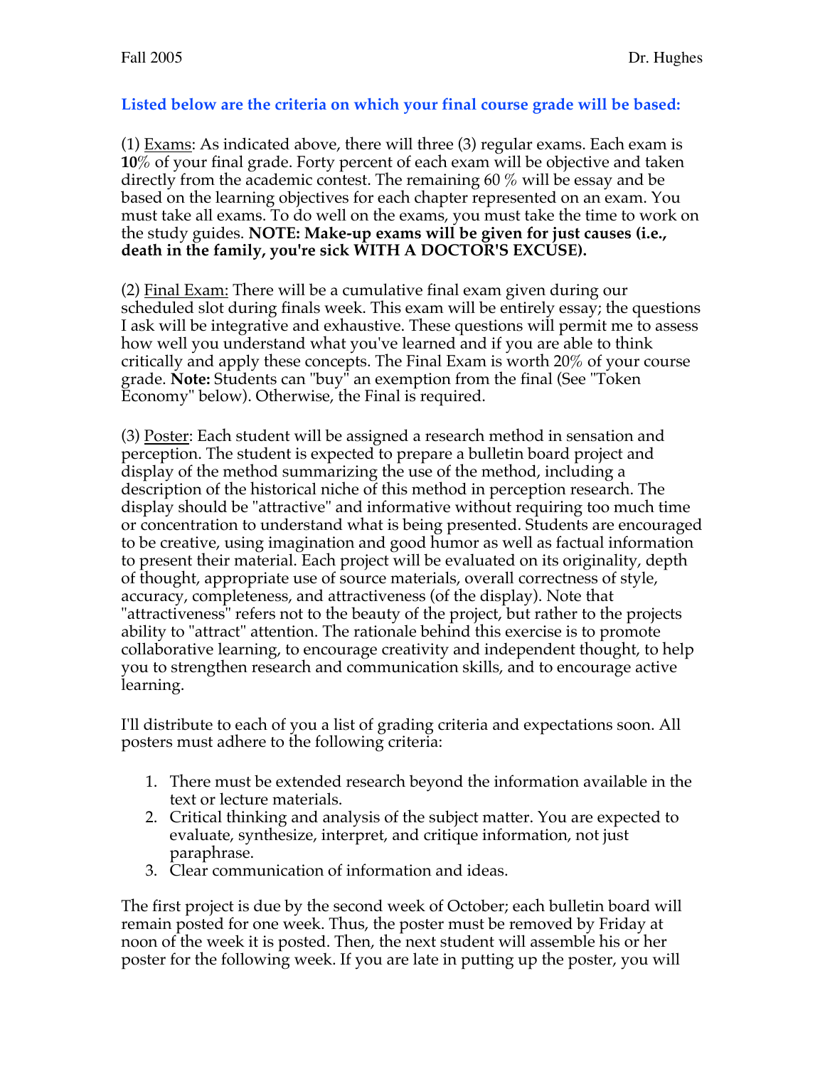**Listed below are the criteria on which your final course grade will be based:**

(1) Exams: As indicated above, there will three (3) regular exams. Each exam is **10**% of your final grade. Forty percent of each exam will be objective and taken directly from the academic contest. The remaining 60 % will be essay and be based on the learning objectives for each chapter represented on an exam. You must take all exams. To do well on the exams, you must take the time to work on the study guides. **NOTE: Make-up exams will be given for just causes (i.e., death in the family, you're sick WITH A DOCTOR'S EXCUSE).**

(2) Final Exam: There will be a cumulative final exam given during our scheduled slot during finals week. This exam will be entirely essay; the questions I ask will be integrative and exhaustive. These questions will permit me to assess how well you understand what you've learned and if you are able to think critically and apply these concepts. The Final Exam is worth 20% of your course grade. **Note:** Students can "buy" an exemption from the final (See "Token Economy" below). Otherwise, the Final is required.

(3) Poster: Each student will be assigned a research method in sensation and perception. The student is expected to prepare a bulletin board project and display of the method summarizing the use of the method, including a description of the historical niche of this method in perception research. The display should be "attractive" and informative without requiring too much time or concentration to understand what is being presented. Students are encouraged to be creative, using imagination and good humor as well as factual information to present their material. Each project will be evaluated on its originality, depth of thought, appropriate use of source materials, overall correctness of style, accuracy, completeness, and attractiveness (of the display). Note that "attractiveness" refers not to the beauty of the project, but rather to the projects ability to "attract" attention. The rationale behind this exercise is to promote collaborative learning, to encourage creativity and independent thought, to help you to strengthen research and communication skills, and to encourage active learning.

I'll distribute to each of you a list of grading criteria and expectations soon. All posters must adhere to the following criteria:

1. There must be extended research beyond the information available in the text or lecture materials.
2. Critical thinking and analysis of the subject matter. You are expected to evaluate, synthesize, interpret, and critique information, not just paraphrase.
3. Clear communication of information and ideas.

The first project is due by the second week of October; each bulletin board will remain posted for one week. Thus, the poster must be removed by Friday at noon of the week it is posted. Then, the next student will assemble his or her poster for the following week. If you are late in putting up the poster, you will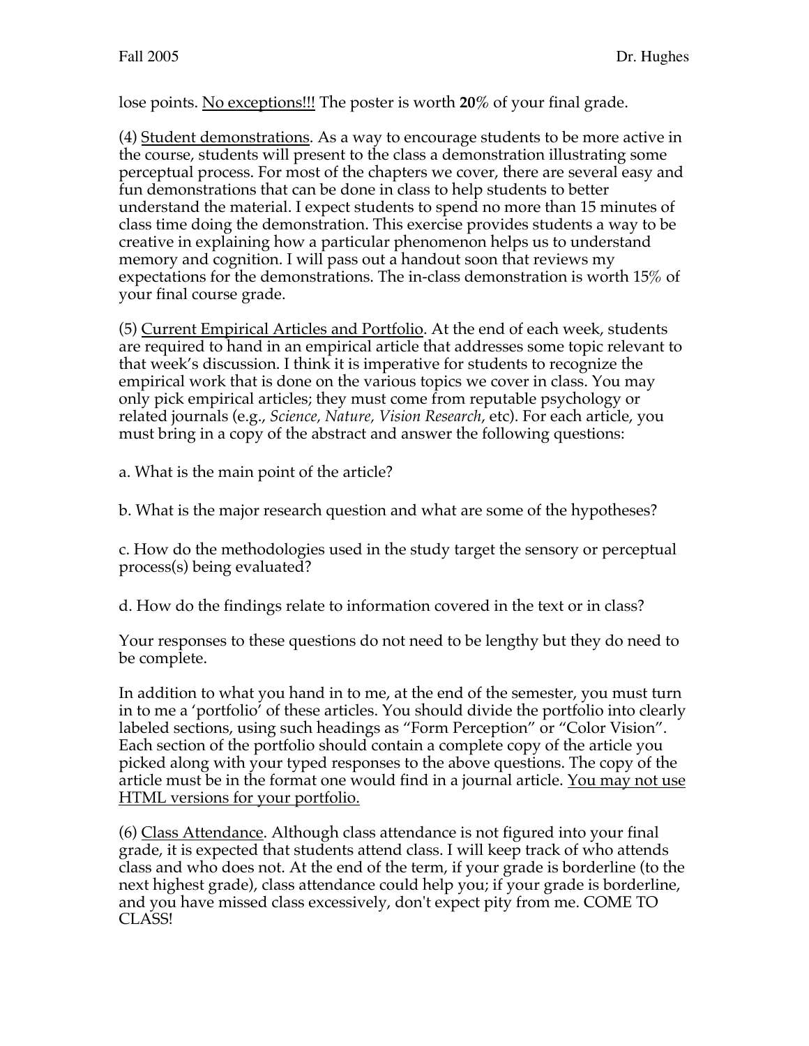lose points. No exceptions!!! The poster is worth **20**% of your final grade.

(4) Student demonstrations. As a way to encourage students to be more active in the course, students will present to the class a demonstration illustrating some perceptual process. For most of the chapters we cover, there are several easy and fun demonstrations that can be done in class to help students to better understand the material. I expect students to spend no more than 15 minutes of class time doing the demonstration. This exercise provides students a way to be creative in explaining how a particular phenomenon helps us to understand memory and cognition. I will pass out a handout soon that reviews my expectations for the demonstrations. The in-class demonstration is worth 15% of your final course grade.

(5) Current Empirical Articles and Portfolio. At the end of each week, students are required to hand in an empirical article that addresses some topic relevant to that week's discussion. I think it is imperative for students to recognize the empirical work that is done on the various topics we cover in class. You may only pick empirical articles; they must come from reputable psychology or related journals (e.g., *Science, Nature, Vision Research*, etc). For each article, you must bring in a copy of the abstract and answer the following questions:

a. What is the main point of the article?

b. What is the major research question and what are some of the hypotheses?

c. How do the methodologies used in the study target the sensory or perceptual process(s) being evaluated?

d. How do the findings relate to information covered in the text or in class?

Your responses to these questions do not need to be lengthy but they do need to be complete.

In addition to what you hand in to me, at the end of the semester, you must turn in to me a 'portfolio' of these articles. You should divide the portfolio into clearly labeled sections, using such headings as "Form Perception" or "Color Vision". Each section of the portfolio should contain a complete copy of the article you picked along with your typed responses to the above questions. The copy of the article must be in the format one would find in a journal article. You may not use HTML versions for your portfolio.

(6) Class Attendance. Although class attendance is not figured into your final grade, it is expected that students attend class. I will keep track of who attends class and who does not. At the end of the term, if your grade is borderline (to the next highest grade), class attendance could help you; if your grade is borderline, and you have missed class excessively, don't expect pity from me. COME TO CLASS!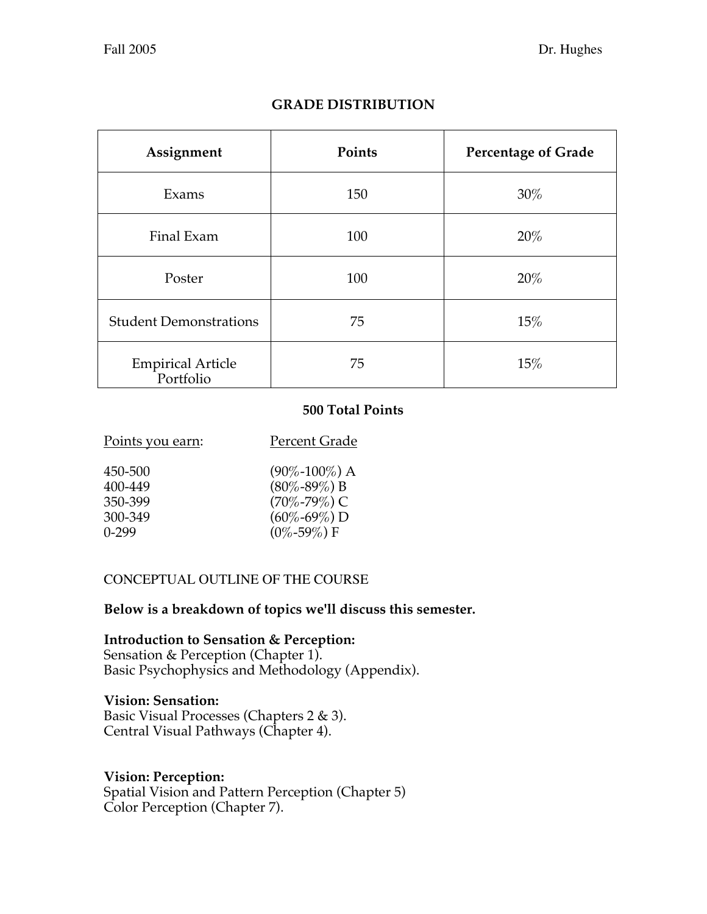## GRADE DISTRIBUTION

| Assignment | Points | Percentage of Grade |
|---|---|---|
| Exams | 150 | 30% |
| Final Exam | 100 | 20% |
| Poster | 100 | 20% |
| Student Demonstrations | 75 | 15% |
| Empirical Article Portfolio | 75 | 15% |

**500 Total Points**

| Points you earn: | Percent Grade |
|---|---|
| 450-500 | (90%-100%) A |
| 400-449 | (80%-89%) B |
| 350-399 | (70%-79%) C |
| 300-349 | (60%-69%) D |
| 0-299 | (0%-59%) F |

CONCEPTUAL OUTLINE OF THE COURSE

**Below is a breakdown of topics we'll discuss this semester.**

**Introduction to Sensation & Perception:**
Sensation & Perception (Chapter 1).
Basic Psychophysics and Methodology (Appendix).

**Vision: Sensation:**
Basic Visual Processes (Chapters 2 & 3).
Central Visual Pathways (Chapter 4).

**Vision: Perception:**
Spatial Vision and Pattern Perception (Chapter 5)
Color Perception (Chapter 7).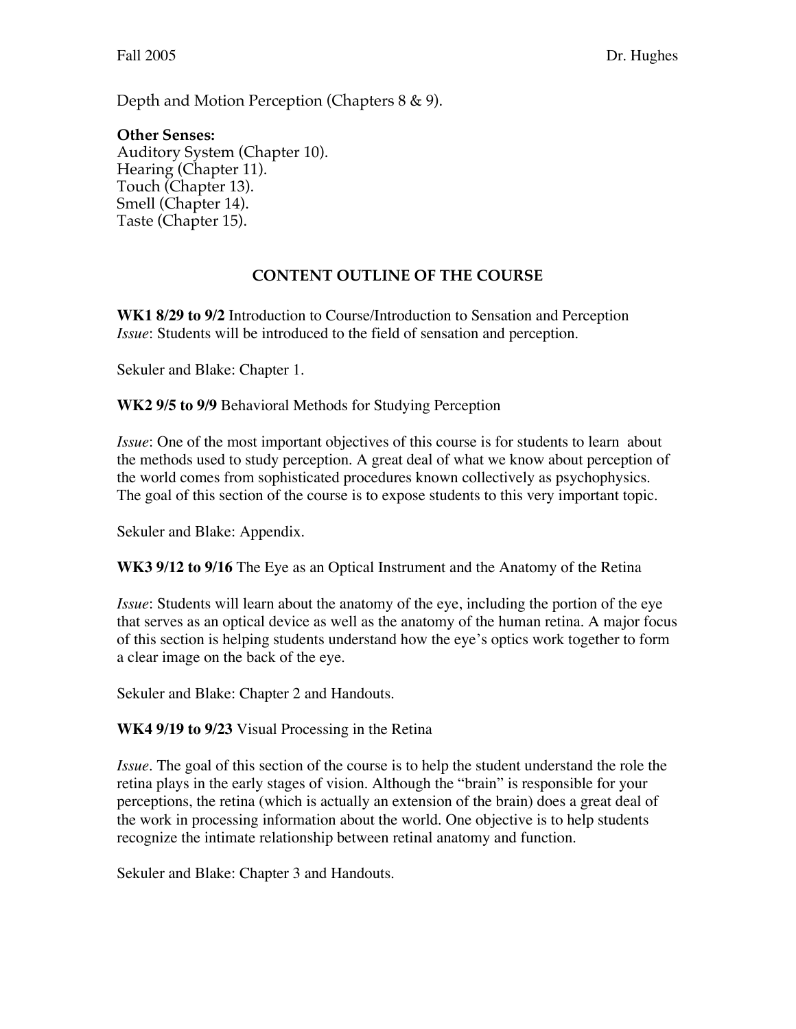Depth and Motion Perception (Chapters 8 & 9).

**Other Senses:**
Auditory System (Chapter 10).
Hearing (Chapter 11).
Touch (Chapter 13).
Smell (Chapter 14).
Taste (Chapter 15).

## CONTENT OUTLINE OF THE COURSE

**WK1 8/29 to 9/2** Introduction to Course/Introduction to Sensation and Perception
*Issue*: Students will be introduced to the field of sensation and perception.

Sekuler and Blake: Chapter 1.

**WK2 9/5 to 9/9** Behavioral Methods for Studying Perception

*Issue*: One of the most important objectives of this course is for students to learn about the methods used to study perception. A great deal of what we know about perception of the world comes from sophisticated procedures known collectively as psychophysics. The goal of this section of the course is to expose students to this very important topic.

Sekuler and Blake: Appendix.

**WK3 9/12 to 9/16** The Eye as an Optical Instrument and the Anatomy of the Retina

*Issue*: Students will learn about the anatomy of the eye, including the portion of the eye that serves as an optical device as well as the anatomy of the human retina. A major focus of this section is helping students understand how the eye's optics work together to form a clear image on the back of the eye.

Sekuler and Blake: Chapter 2 and Handouts.

**WK4 9/19 to 9/23** Visual Processing in the Retina

*Issue*. The goal of this section of the course is to help the student understand the role the retina plays in the early stages of vision. Although the "brain" is responsible for your perceptions, the retina (which is actually an extension of the brain) does a great deal of the work in processing information about the world. One objective is to help students recognize the intimate relationship between retinal anatomy and function.

Sekuler and Blake: Chapter 3 and Handouts.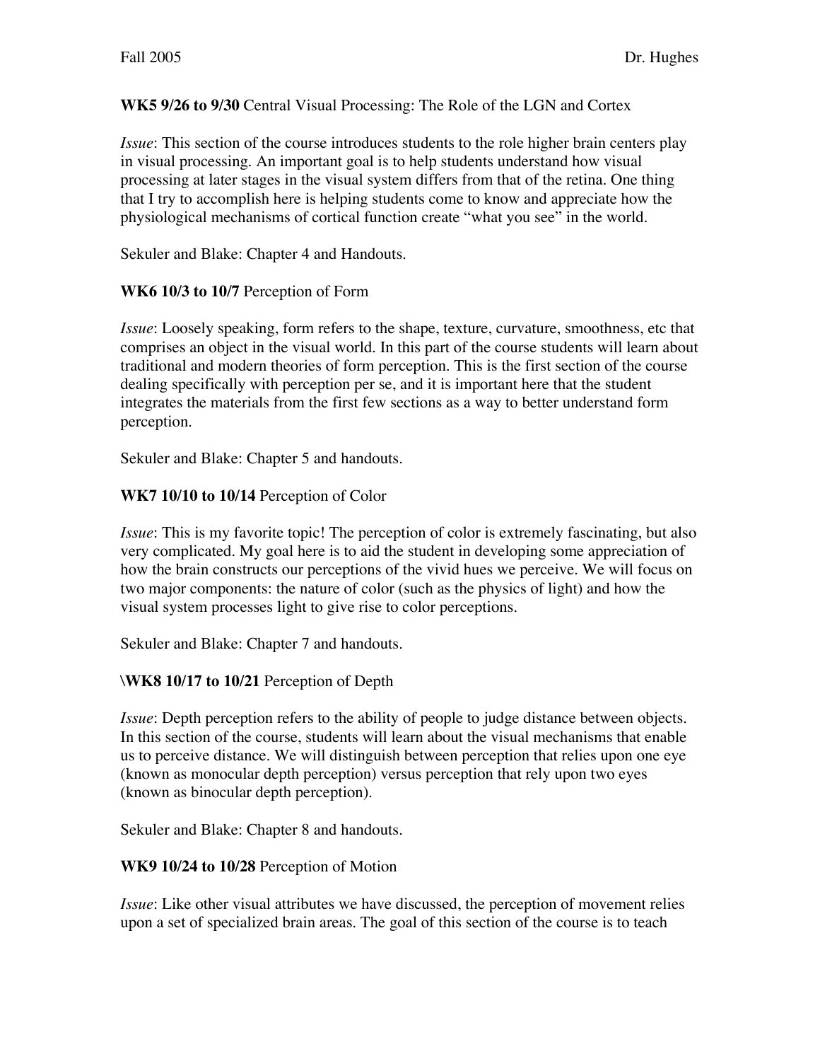**WK5 9/26 to 9/30** Central Visual Processing: The Role of the LGN and Cortex

*Issue*: This section of the course introduces students to the role higher brain centers play in visual processing. An important goal is to help students understand how visual processing at later stages in the visual system differs from that of the retina. One thing that I try to accomplish here is helping students come to know and appreciate how the physiological mechanisms of cortical function create "what you see" in the world.

Sekuler and Blake: Chapter 4 and Handouts.

**WK6 10/3 to 10/7** Perception of Form

*Issue*: Loosely speaking, form refers to the shape, texture, curvature, smoothness, etc that comprises an object in the visual world. In this part of the course students will learn about traditional and modern theories of form perception. This is the first section of the course dealing specifically with perception per se, and it is important here that the student integrates the materials from the first few sections as a way to better understand form perception.

Sekuler and Blake: Chapter 5 and handouts.

**WK7 10/10 to 10/14** Perception of Color

*Issue*: This is my favorite topic! The perception of color is extremely fascinating, but also very complicated. My goal here is to aid the student in developing some appreciation of how the brain constructs our perceptions of the vivid hues we perceive. We will focus on two major components: the nature of color (such as the physics of light) and how the visual system processes light to give rise to color perceptions.

Sekuler and Blake: Chapter 7 and handouts.

**\WK8 10/17 to 10/21** Perception of Depth

*Issue*: Depth perception refers to the ability of people to judge distance between objects. In this section of the course, students will learn about the visual mechanisms that enable us to perceive distance. We will distinguish between perception that relies upon one eye (known as monocular depth perception) versus perception that rely upon two eyes (known as binocular depth perception).

Sekuler and Blake: Chapter 8 and handouts.

**WK9 10/24 to 10/28** Perception of Motion

*Issue*: Like other visual attributes we have discussed, the perception of movement relies upon a set of specialized brain areas. The goal of this section of the course is to teach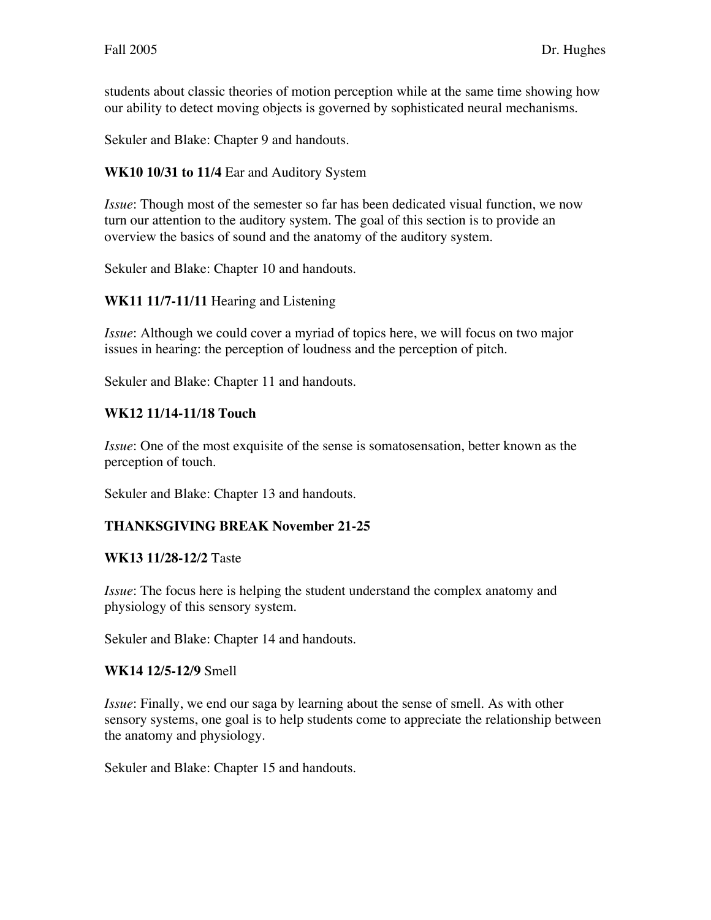students about classic theories of motion perception while at the same time showing how our ability to detect moving objects is governed by sophisticated neural mechanisms.

Sekuler and Blake: Chapter 9 and handouts.

**WK10 10/31 to 11/4** Ear and Auditory System

*Issue*: Though most of the semester so far has been dedicated visual function, we now turn our attention to the auditory system. The goal of this section is to provide an overview the basics of sound and the anatomy of the auditory system.

Sekuler and Blake: Chapter 10 and handouts.

**WK11 11/7-11/11** Hearing and Listening

*Issue*: Although we could cover a myriad of topics here, we will focus on two major issues in hearing: the perception of loudness and the perception of pitch.

Sekuler and Blake: Chapter 11 and handouts.

**WK12 11/14-11/18 Touch**

*Issue*: One of the most exquisite of the sense is somatosensation, better known as the perception of touch.

Sekuler and Blake: Chapter 13 and handouts.

**THANKSGIVING BREAK November 21-25**

**WK13 11/28-12/2** Taste

*Issue*: The focus here is helping the student understand the complex anatomy and physiology of this sensory system.

Sekuler and Blake: Chapter 14 and handouts.

**WK14 12/5-12/9** Smell

*Issue*: Finally, we end our saga by learning about the sense of smell. As with other sensory systems, one goal is to help students come to appreciate the relationship between the anatomy and physiology.

Sekuler and Blake: Chapter 15 and handouts.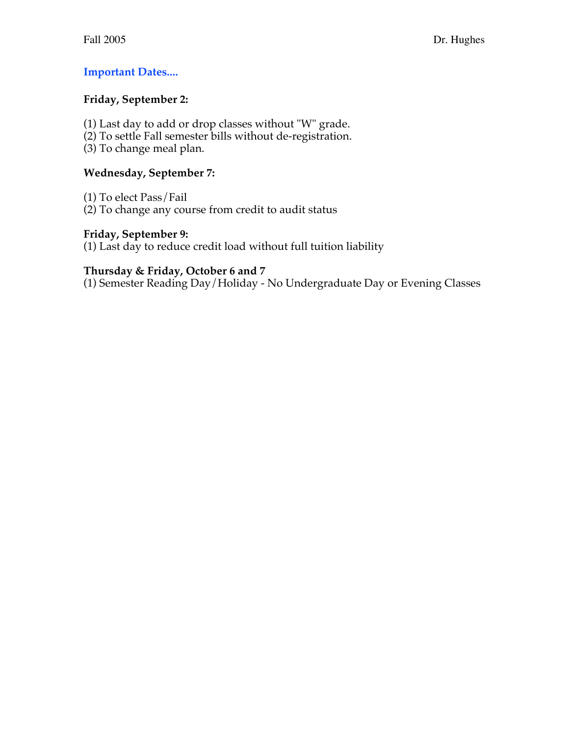## Important Dates....

**Friday, September 2:**

(1) Last day to add or drop classes without "W" grade.
(2) To settle Fall semester bills without de-registration.
(3) To change meal plan.

**Wednesday, September 7:**

(1) To elect Pass/Fail
(2) To change any course from credit to audit status

**Friday, September 9:**
(1) Last day to reduce credit load without full tuition liability

**Thursday & Friday, October 6 and 7**
(1) Semester Reading Day/Holiday - No Undergraduate Day or Evening Classes